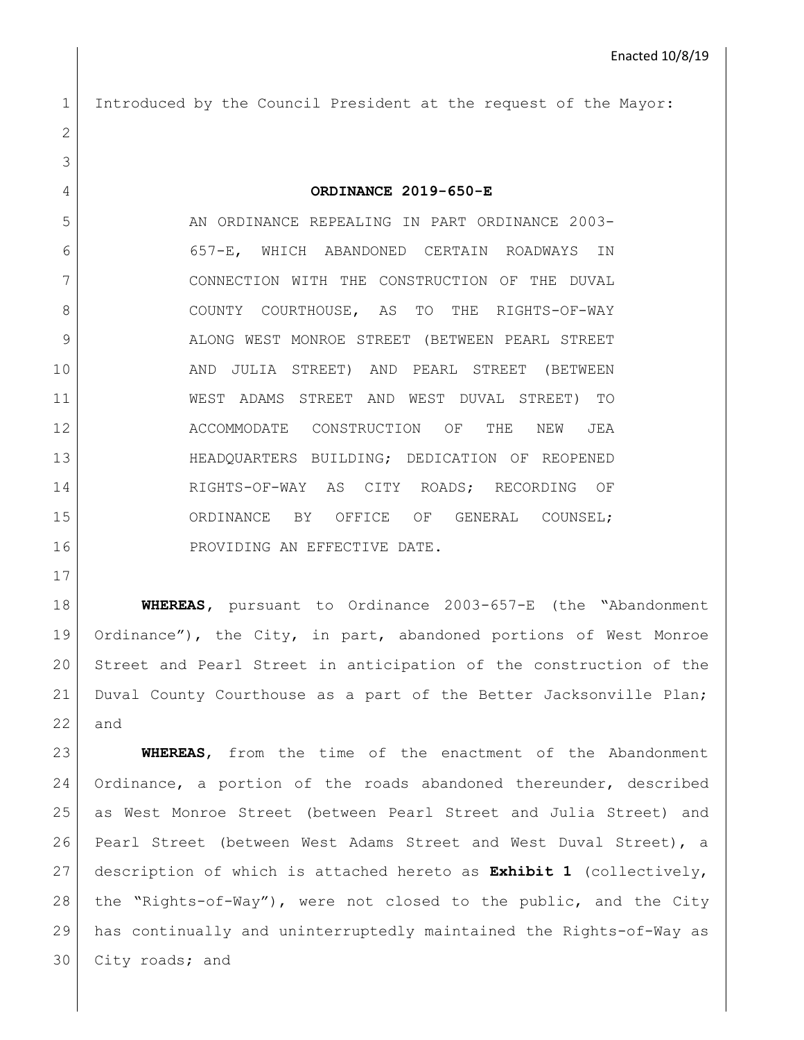Enacted 10/8/19

Introduced by the Council President at the request of the Mayor:

# ORDINANCE 2019-650-E

AN ORDINANCE REPEALING IN PART ORDINANCE 2003-657-E, WHICH ABANDONED CERTAIN ROADWAYS IN CONNECTION WITH THE CONSTRUCTION OF THE DUVAL COUNTY COURTHOUSE, AS TO THE RIGHTS-OF-WAY ALONG WEST MONROE STREET (BETWEEN PEARL STREET AND JULIA STREET) AND PEARL STREET (BETWEEN WEST ADAMS STREET AND WEST DUVAL STREET) TO ACCOMMODATE CONSTRUCTION OF THE NEW JEA HEADQUARTERS BUILDING; DEDICATION OF REOPENED RIGHTS-OF-WAY AS CITY ROADS; RECORDING OF ORDINANCE BY OFFICE OF GENERAL COUNSEL; PROVIDING AN EFFECTIVE DATE.

**WHEREAS**, pursuant to Ordinance 2003-657-E (the "Abandonment Ordinance"), the City, in part, abandoned portions of West Monroe Street and Pearl Street in anticipation of the construction of the Duval County Courthouse as a part of the Better Jacksonville Plan; and

**WHEREAS**, from the time of the enactment of the Abandonment Ordinance, a portion of the roads abandoned thereunder, described as West Monroe Street (between Pearl Street and Julia Street) and Pearl Street (between West Adams Street and West Duval Street), a description of which is attached hereto as **Exhibit 1** (collectively, the "Rights-of-Way"), were not closed to the public, and the City has continually and uninterruptedly maintained the Rights-of-Way as City roads; and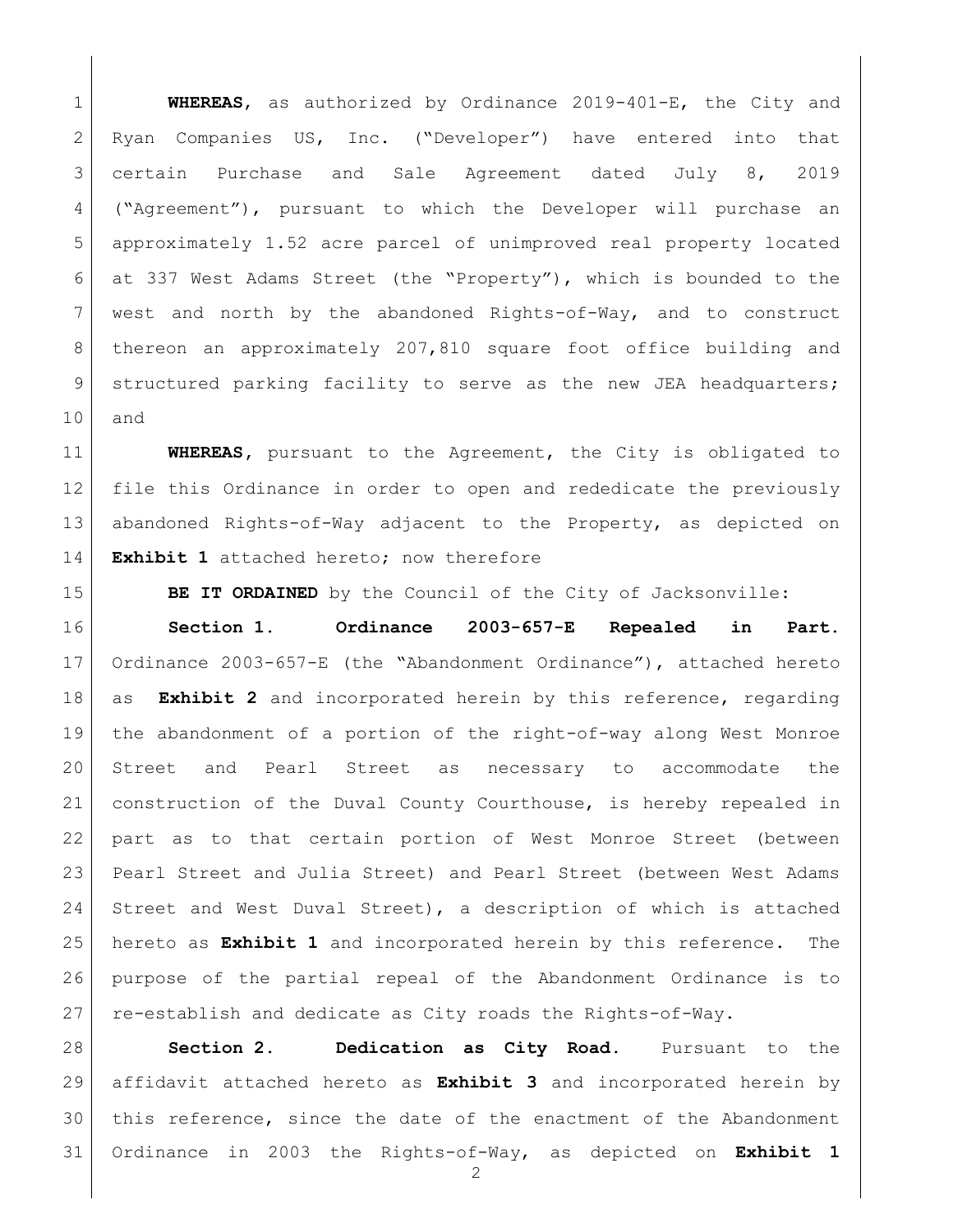**WHEREAS**, as authorized by Ordinance 2019-401-E, the City and Ryan Companies US, Inc. ("Developer") have entered into that certain Purchase and Sale Agreement dated July 8, 2019 ("Agreement"), pursuant to which the Developer will purchase an approximately 1.52 acre parcel of unimproved real property located at 337 West Adams Street (the "Property"), which is bounded to the west and north by the abandoned Rights-of-Way, and to construct thereon an approximately 207,810 square foot office building and structured parking facility to serve as the new JEA headquarters; and

**WHEREAS**, pursuant to the Agreement, the City is obligated to file this Ordinance in order to open and rededicate the previously abandoned Rights-of-Way adjacent to the Property, as depicted on **Exhibit 1** attached hereto; now therefore

**BE IT ORDAINED** by the Council of the City of Jacksonville:

**Section 1. Ordinance 2003-657-E Repealed in Part.** Ordinance 2003-657-E (the "Abandonment Ordinance"), attached hereto as **Exhibit 2** and incorporated herein by this reference, regarding the abandonment of a portion of the right-of-way along West Monroe Street and Pearl Street as necessary to accommodate the construction of the Duval County Courthouse, is hereby repealed in part as to that certain portion of West Monroe Street (between Pearl Street and Julia Street) and Pearl Street (between West Adams Street and West Duval Street), a description of which is attached hereto as **Exhibit 1** and incorporated herein by this reference. The purpose of the partial repeal of the Abandonment Ordinance is to re-establish and dedicate as City roads the Rights-of-Way.

**Section 2. Dedication as City Road.** Pursuant to the affidavit attached hereto as **Exhibit 3** and incorporated herein by this reference, since the date of the enactment of the Abandonment Ordinance in 2003 the Rights-of-Way, as depicted on **Exhibit 1**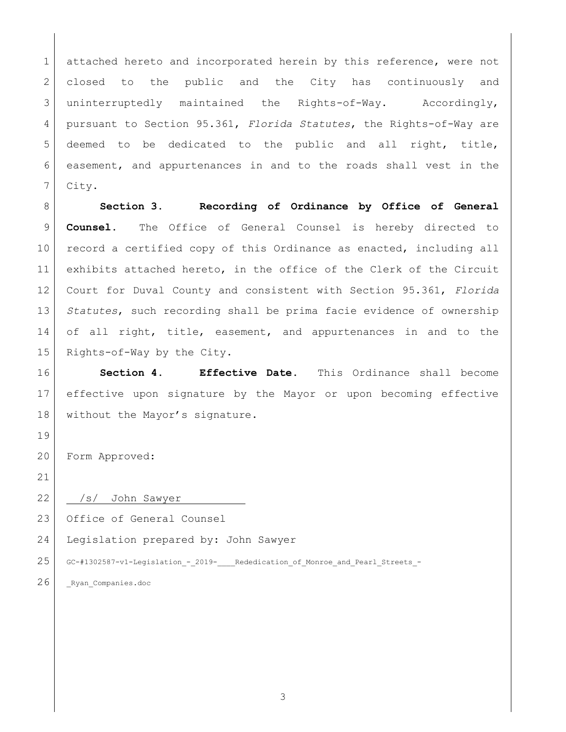attached hereto and incorporated herein by this reference, were not closed to the public and the City has continuously and uninterruptedly maintained the Rights-of-Way. Accordingly, pursuant to Section 95.361, *Florida Statutes*, the Rights-of-Way are deemed to be dedicated to the public and all right, title, easement, and appurtenances in and to the roads shall vest in the City.

**Section 3. Recording of Ordinance by Office of General Counsel.** The Office of General Counsel is hereby directed to record a certified copy of this Ordinance as enacted, including all exhibits attached hereto, in the office of the Clerk of the Circuit Court for Duval County and consistent with Section 95.361, *Florida Statutes*, such recording shall be prima facie evidence of ownership of all right, title, easement, and appurtenances in and to the Rights-of-Way by the City.

**Section 4. Effective Date.** This Ordinance shall become effective upon signature by the Mayor or upon becoming effective without the Mayor's signature.

Form Approved:

/s/ John Sawyer

Office of General Counsel

Legislation prepared by: John Sawyer

GC-#1302587-v1-Legislation_-_2019-____Rededication_of_Monroe_and_Pearl_Streets_-_Ryan_Companies.doc